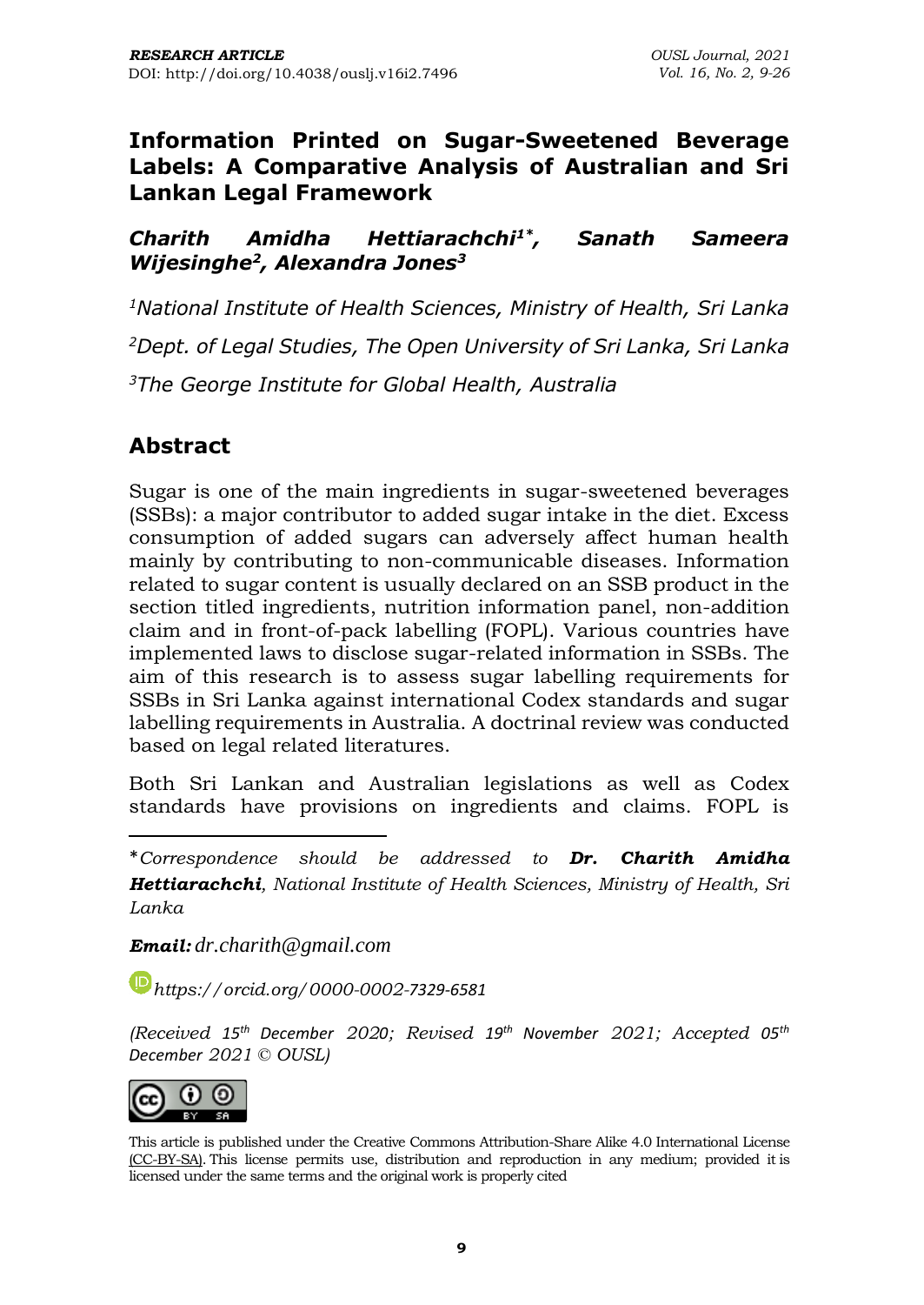*RESEARCH ARTICLE*
DOI: http://doi.org/10.4038/ouslj.v16i2.7496

# Information Printed on Sugar-Sweetened Beverage Labels: A Comparative Analysis of Australian and Sri Lankan Legal Framework

***Charith Amidha Hettiarachchi[1*], Sanath Sameera Wijesinghe[2], Alexandra Jones[3]***

*[1]National Institute of Health Sciences, Ministry of Health, Sri Lanka*

*[2]Dept. of Legal Studies, The Open University of Sri Lanka, Sri Lanka*

*[3]The George Institute for Global Health, Australia*

## Abstract

Sugar is one of the main ingredients in sugar-sweetened beverages (SSBs): a major contributor to added sugar intake in the diet. Excess consumption of added sugars can adversely affect human health mainly by contributing to non-communicable diseases. Information related to sugar content is usually declared on an SSB product in the section titled ingredients, nutrition information panel, non-addition claim and in front-of-pack labelling (FOPL). Various countries have implemented laws to disclose sugar-related information in SSBs. The aim of this research is to assess sugar labelling requirements for SSBs in Sri Lanka against international Codex standards and sugar labelling requirements in Australia. A doctrinal review was conducted based on legal related literatures.

Both Sri Lankan and Australian legislations as well as Codex standards have provisions on ingredients and claims. FOPL is

---

**Correspondence should be addressed to **Dr. Charith Amidha Hettiarachchi**, National Institute of Health Sciences, Ministry of Health, Sri Lanka*

***Email:** dr.charith@gmail.com*

*https://orcid.org/0000-0002-7329-6581*

*(Received 15th December 2020; Revised 19th November 2021; Accepted 05th December 2021 © OUSL)*

This article is published under the Creative Commons Attribution-Share Alike 4.0 International License (CC-BY-SA). This license permits use, distribution and reproduction in any medium; provided it is licensed under the same terms and the original work is properly cited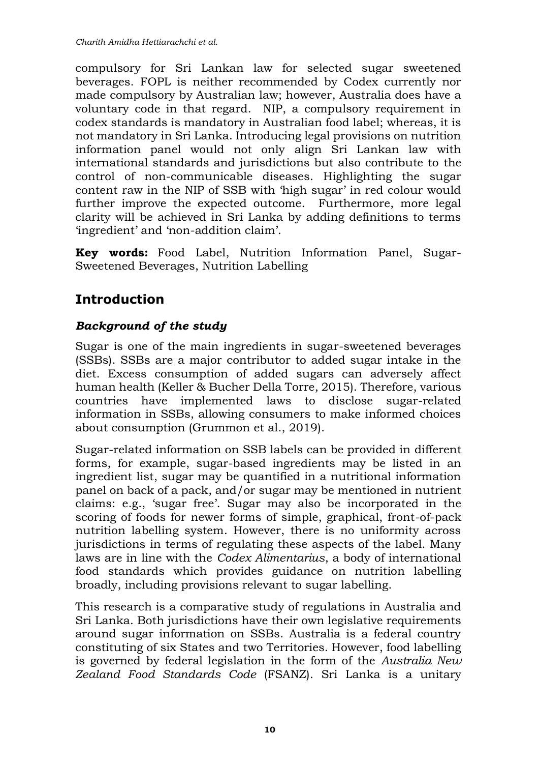compulsory for Sri Lankan law for selected sugar sweetened beverages. FOPL is neither recommended by Codex currently nor made compulsory by Australian law; however, Australia does have a voluntary code in that regard. NIP, a compulsory requirement in codex standards is mandatory in Australian food label; whereas, it is not mandatory in Sri Lanka. Introducing legal provisions on nutrition information panel would not only align Sri Lankan law with international standards and jurisdictions but also contribute to the control of non-communicable diseases. Highlighting the sugar content raw in the NIP of SSB with 'high sugar' in red colour would further improve the expected outcome. Furthermore, more legal clarity will be achieved in Sri Lanka by adding definitions to terms 'ingredient' and 'non-addition claim'.

**Key words:** Food Label, Nutrition Information Panel, Sugar-Sweetened Beverages, Nutrition Labelling

## Introduction

### *Background of the study*

Sugar is one of the main ingredients in sugar-sweetened beverages (SSBs). SSBs are a major contributor to added sugar intake in the diet. Excess consumption of added sugars can adversely affect human health (Keller & Bucher Della Torre, 2015). Therefore, various countries have implemented laws to disclose sugar-related information in SSBs, allowing consumers to make informed choices about consumption (Grummon et al., 2019).

Sugar-related information on SSB labels can be provided in different forms, for example, sugar-based ingredients may be listed in an ingredient list, sugar may be quantified in a nutritional information panel on back of a pack, and/or sugar may be mentioned in nutrient claims: e.g., 'sugar free'. Sugar may also be incorporated in the scoring of foods for newer forms of simple, graphical, front-of-pack nutrition labelling system. However, there is no uniformity across jurisdictions in terms of regulating these aspects of the label. Many laws are in line with the *Codex Alimentarius*, a body of international food standards which provides guidance on nutrition labelling broadly, including provisions relevant to sugar labelling.

This research is a comparative study of regulations in Australia and Sri Lanka. Both jurisdictions have their own legislative requirements around sugar information on SSBs. Australia is a federal country constituting of six States and two Territories. However, food labelling is governed by federal legislation in the form of the *Australia New Zealand Food Standards Code* (FSANZ). Sri Lanka is a unitary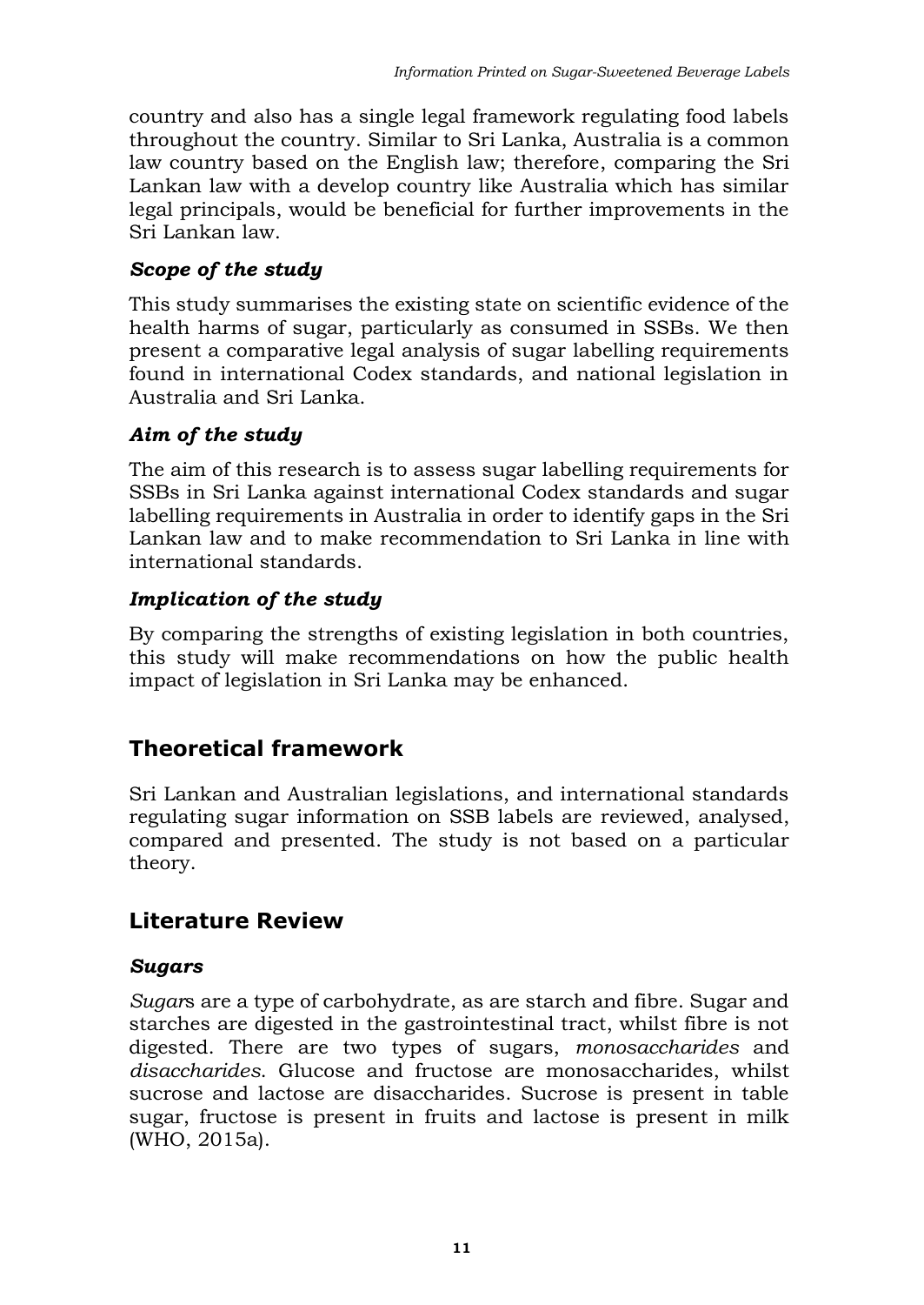country and also has a single legal framework regulating food labels throughout the country. Similar to Sri Lanka, Australia is a common law country based on the English law; therefore, comparing the Sri Lankan law with a develop country like Australia which has similar legal principals, would be beneficial for further improvements in the Sri Lankan law.

### *Scope of the study*

This study summarises the existing state on scientific evidence of the health harms of sugar, particularly as consumed in SSBs. We then present a comparative legal analysis of sugar labelling requirements found in international Codex standards, and national legislation in Australia and Sri Lanka.

### *Aim of the study*

The aim of this research is to assess sugar labelling requirements for SSBs in Sri Lanka against international Codex standards and sugar labelling requirements in Australia in order to identify gaps in the Sri Lankan law and to make recommendation to Sri Lanka in line with international standards.

### *Implication of the study*

By comparing the strengths of existing legislation in both countries, this study will make recommendations on how the public health impact of legislation in Sri Lanka may be enhanced.

## Theoretical framework

Sri Lankan and Australian legislations, and international standards regulating sugar information on SSB labels are reviewed, analysed, compared and presented. The study is not based on a particular theory.

## Literature Review

### *Sugars*

*Sugar*s are a type of carbohydrate, as are starch and fibre. Sugar and starches are digested in the gastrointestinal tract, whilst fibre is not digested. There are two types of sugars, *monosaccharides* and *disaccharides*. Glucose and fructose are monosaccharides, whilst sucrose and lactose are disaccharides. Sucrose is present in table sugar, fructose is present in fruits and lactose is present in milk (WHO, 2015a).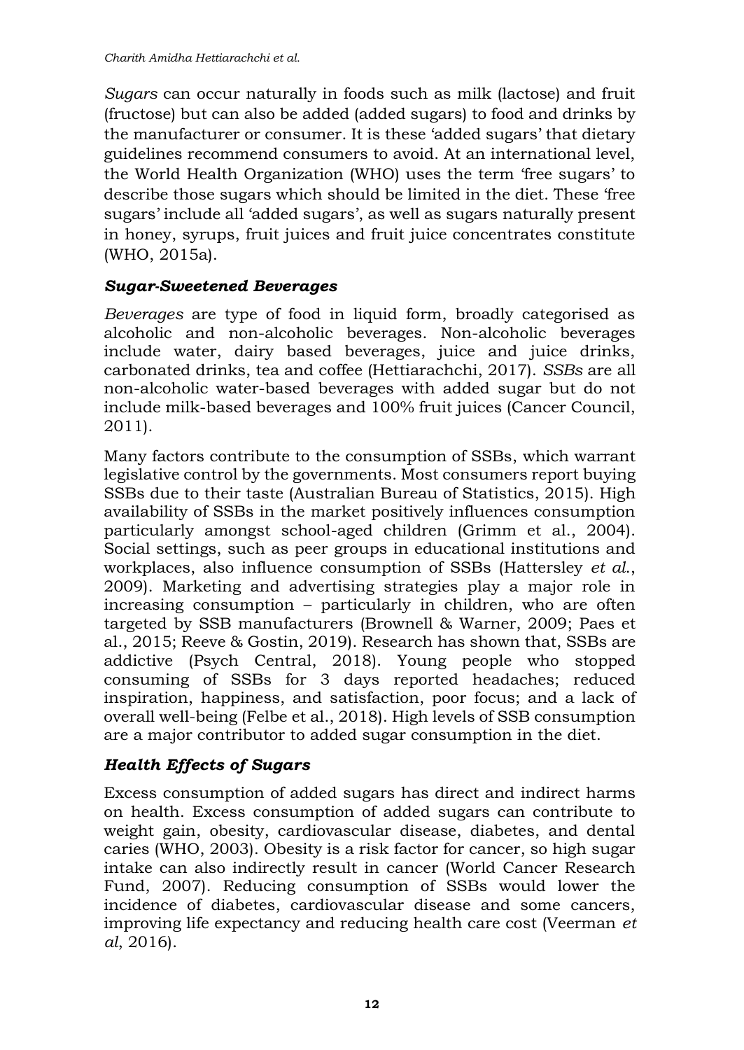*Sugars* can occur naturally in foods such as milk (lactose) and fruit (fructose) but can also be added (added sugars) to food and drinks by the manufacturer or consumer. It is these 'added sugars' that dietary guidelines recommend consumers to avoid. At an international level, the World Health Organization (WHO) uses the term 'free sugars' to describe those sugars which should be limited in the diet. These 'free sugars' include all 'added sugars', as well as sugars naturally present in honey, syrups, fruit juices and fruit juice concentrates constitute (WHO, 2015a).

### *Sugar-Sweetened Beverages*

*Beverages* are type of food in liquid form, broadly categorised as alcoholic and non-alcoholic beverages. Non-alcoholic beverages include water, dairy based beverages, juice and juice drinks, carbonated drinks, tea and coffee (Hettiarachchi, 2017). *SSBs* are all non-alcoholic water-based beverages with added sugar but do not include milk-based beverages and 100% fruit juices (Cancer Council, 2011).

Many factors contribute to the consumption of SSBs, which warrant legislative control by the governments. Most consumers report buying SSBs due to their taste (Australian Bureau of Statistics, 2015). High availability of SSBs in the market positively influences consumption particularly amongst school-aged children (Grimm et al., 2004). Social settings, such as peer groups in educational institutions and workplaces, also influence consumption of SSBs (Hattersley *et al.*, 2009). Marketing and advertising strategies play a major role in increasing consumption – particularly in children, who are often targeted by SSB manufacturers (Brownell & Warner, 2009; Paes et al., 2015; Reeve & Gostin, 2019). Research has shown that, SSBs are addictive (Psych Central, 2018). Young people who stopped consuming of SSBs for 3 days reported headaches; reduced inspiration, happiness, and satisfaction, poor focus; and a lack of overall well-being (Felbe et al., 2018). High levels of SSB consumption are a major contributor to added sugar consumption in the diet.

### *Health Effects of Sugars*

Excess consumption of added sugars has direct and indirect harms on health. Excess consumption of added sugars can contribute to weight gain, obesity, cardiovascular disease, diabetes, and dental caries (WHO, 2003). Obesity is a risk factor for cancer, so high sugar intake can also indirectly result in cancer (World Cancer Research Fund, 2007). Reducing consumption of SSBs would lower the incidence of diabetes, cardiovascular disease and some cancers, improving life expectancy and reducing health care cost (Veerman *et al*, 2016).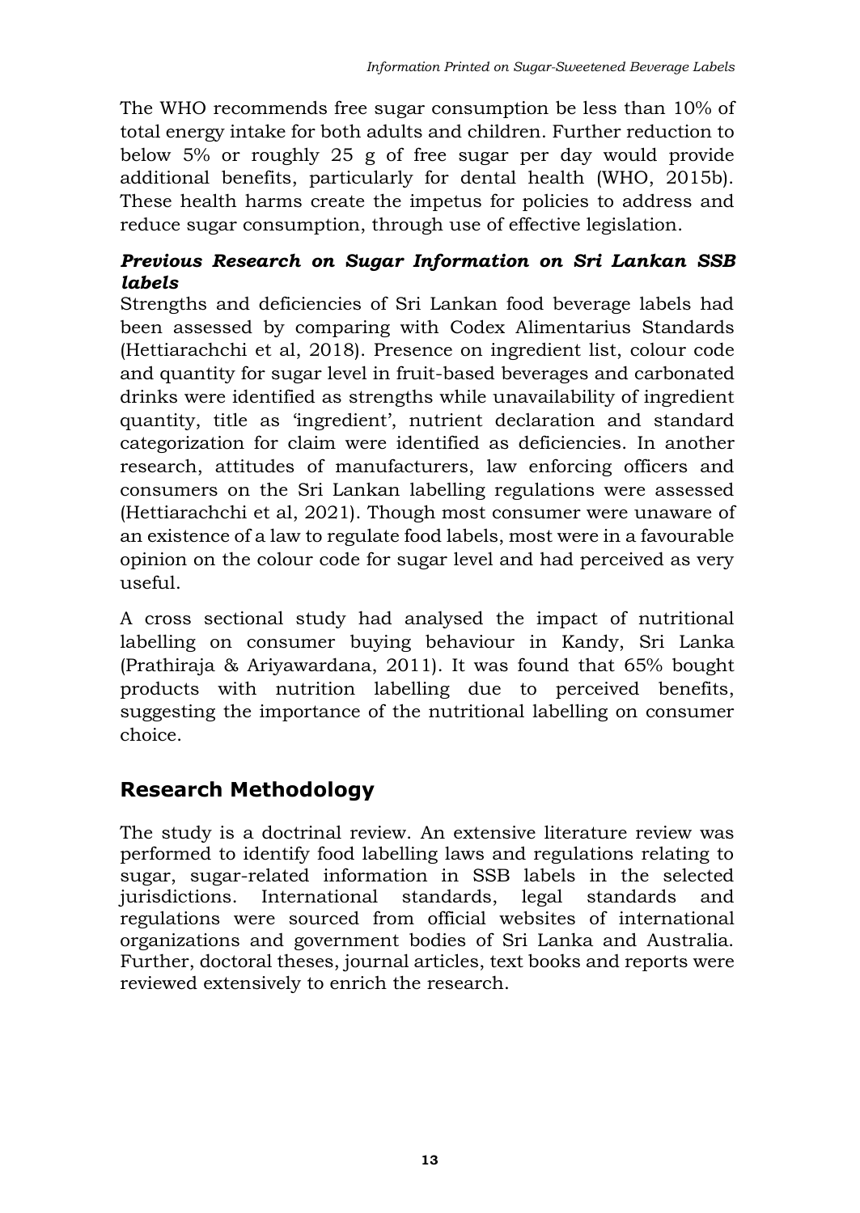The WHO recommends free sugar consumption be less than 10% of total energy intake for both adults and children. Further reduction to below 5% or roughly 25 g of free sugar per day would provide additional benefits, particularly for dental health (WHO, 2015b). These health harms create the impetus for policies to address and reduce sugar consumption, through use of effective legislation.

### *Previous Research on Sugar Information on Sri Lankan SSB labels*

Strengths and deficiencies of Sri Lankan food beverage labels had been assessed by comparing with Codex Alimentarius Standards (Hettiarachchi et al, 2018). Presence on ingredient list, colour code and quantity for sugar level in fruit-based beverages and carbonated drinks were identified as strengths while unavailability of ingredient quantity, title as 'ingredient', nutrient declaration and standard categorization for claim were identified as deficiencies. In another research, attitudes of manufacturers, law enforcing officers and consumers on the Sri Lankan labelling regulations were assessed (Hettiarachchi et al, 2021). Though most consumer were unaware of an existence of a law to regulate food labels, most were in a favourable opinion on the colour code for sugar level and had perceived as very useful.

A cross sectional study had analysed the impact of nutritional labelling on consumer buying behaviour in Kandy, Sri Lanka (Prathiraja & Ariyawardana, 2011). It was found that 65% bought products with nutrition labelling due to perceived benefits, suggesting the importance of the nutritional labelling on consumer choice.

## Research Methodology

The study is a doctrinal review. An extensive literature review was performed to identify food labelling laws and regulations relating to sugar, sugar-related information in SSB labels in the selected jurisdictions. International standards, legal standards and regulations were sourced from official websites of international organizations and government bodies of Sri Lanka and Australia. Further, doctoral theses, journal articles, text books and reports were reviewed extensively to enrich the research.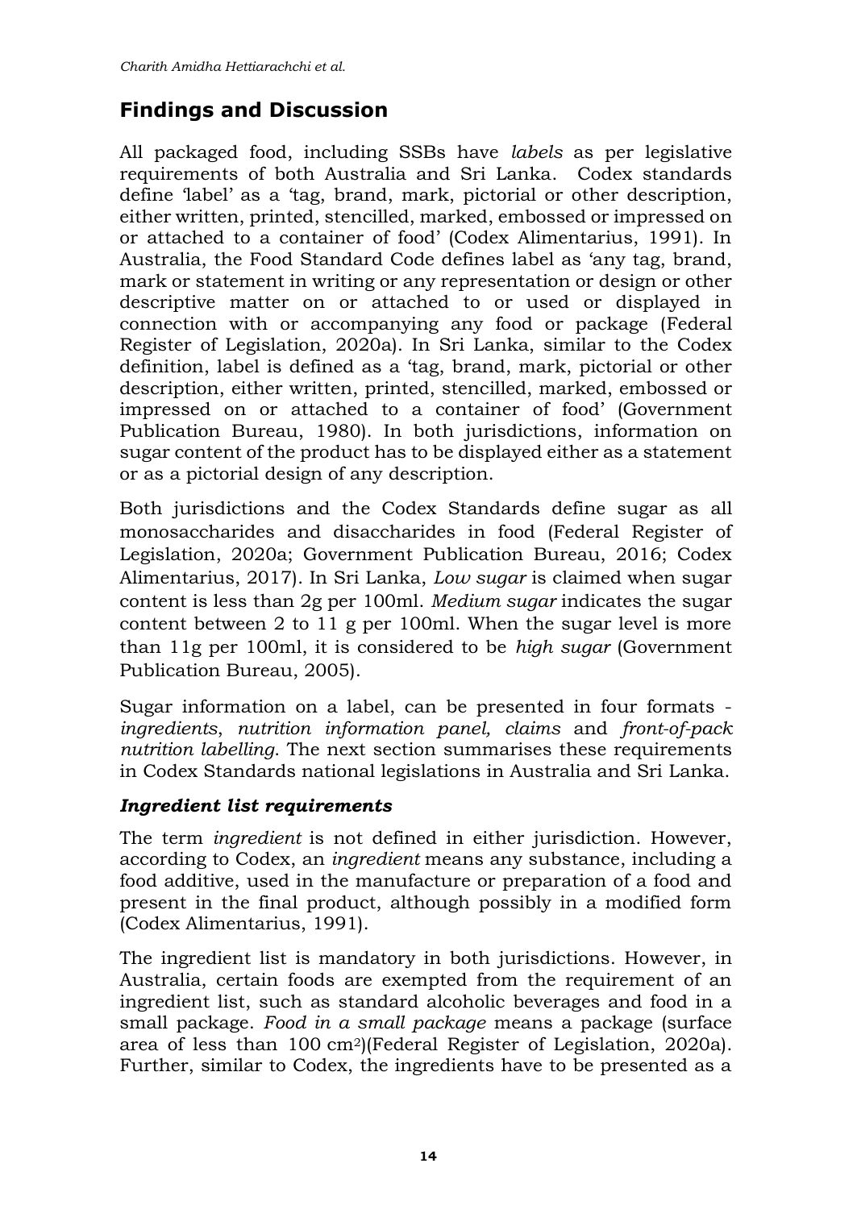## Findings and Discussion

All packaged food, including SSBs have *labels* as per legislative requirements of both Australia and Sri Lanka. Codex standards define 'label' as a 'tag, brand, mark, pictorial or other description, either written, printed, stencilled, marked, embossed or impressed on or attached to a container of food' (Codex Alimentarius, 1991). In Australia, the Food Standard Code defines label as 'any tag, brand, mark or statement in writing or any representation or design or other descriptive matter on or attached to or used or displayed in connection with or accompanying any food or package (Federal Register of Legislation, 2020a). In Sri Lanka, similar to the Codex definition, label is defined as a 'tag, brand, mark, pictorial or other description, either written, printed, stencilled, marked, embossed or impressed on or attached to a container of food' (Government Publication Bureau, 1980). In both jurisdictions, information on sugar content of the product has to be displayed either as a statement or as a pictorial design of any description.

Both jurisdictions and the Codex Standards define sugar as all monosaccharides and disaccharides in food (Federal Register of Legislation, 2020a; Government Publication Bureau, 2016; Codex Alimentarius, 2017). In Sri Lanka, *Low sugar* is claimed when sugar content is less than 2g per 100ml. *Medium sugar* indicates the sugar content between 2 to 11 g per 100ml. When the sugar level is more than 11g per 100ml, it is considered to be *high sugar* (Government Publication Bureau, 2005).

Sugar information on a label, can be presented in four formats - *ingredients*, *nutrition information panel, claims* and *front-of-pack nutrition labelling*. The next section summarises these requirements in Codex Standards national legislations in Australia and Sri Lanka.

### *Ingredient list requirements*

The term *ingredient* is not defined in either jurisdiction. However, according to Codex, an *ingredient* means any substance, including a food additive, used in the manufacture or preparation of a food and present in the final product, although possibly in a modified form (Codex Alimentarius, 1991).

The ingredient list is mandatory in both jurisdictions. However, in Australia, certain foods are exempted from the requirement of an ingredient list, such as standard alcoholic beverages and food in a small package. *Food in a small package* means a package (surface area of less than 100 $cm^2$)(Federal Register of Legislation, 2020a). Further, similar to Codex, the ingredients have to be presented as a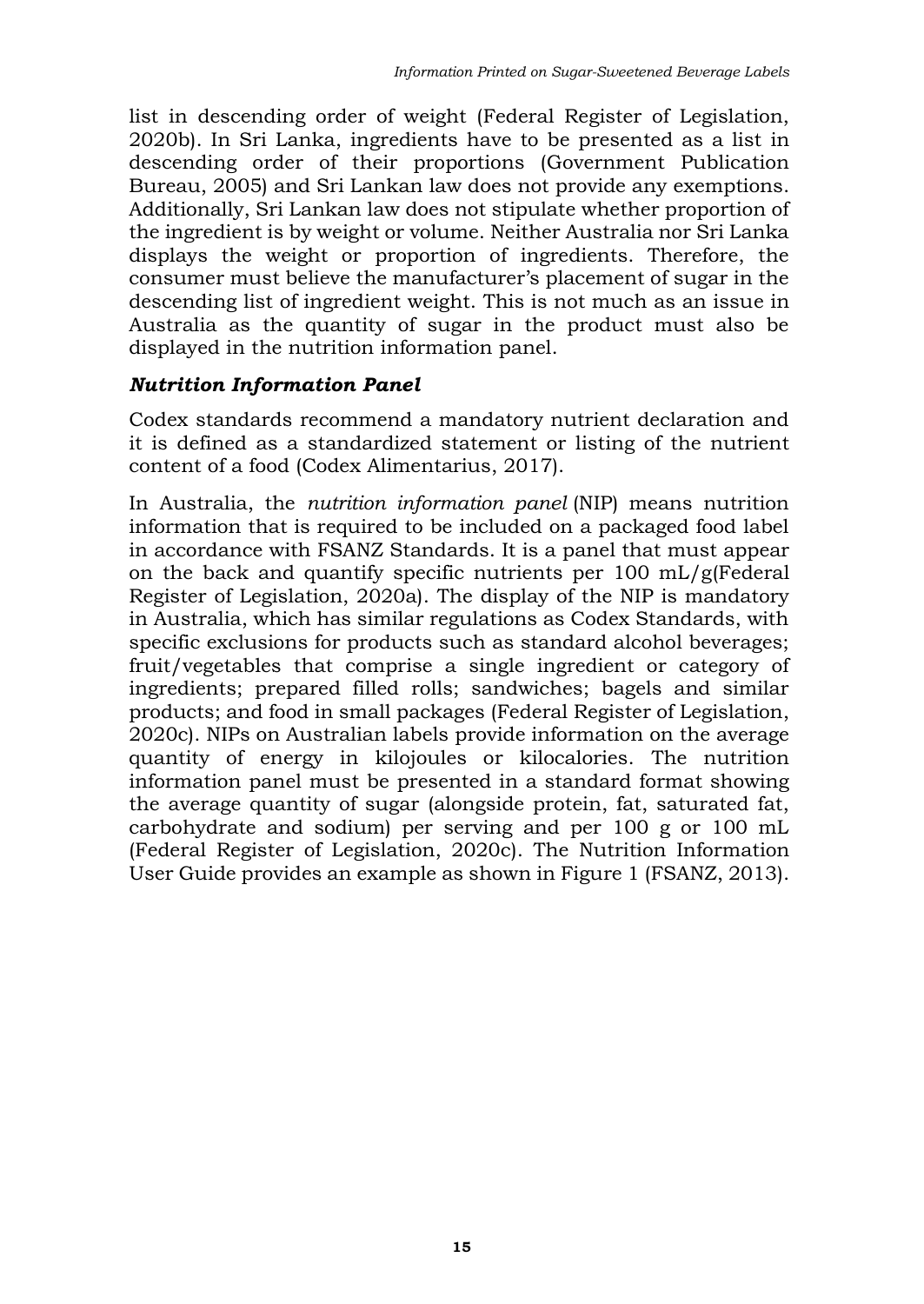list in descending order of weight (Federal Register of Legislation, 2020b). In Sri Lanka, ingredients have to be presented as a list in descending order of their proportions (Government Publication Bureau, 2005) and Sri Lankan law does not provide any exemptions. Additionally, Sri Lankan law does not stipulate whether proportion of the ingredient is by weight or volume. Neither Australia nor Sri Lanka displays the weight or proportion of ingredients. Therefore, the consumer must believe the manufacturer's placement of sugar in the descending list of ingredient weight. This is not much as an issue in Australia as the quantity of sugar in the product must also be displayed in the nutrition information panel.

### *Nutrition Information Panel*

Codex standards recommend a mandatory nutrient declaration and it is defined as a standardized statement or listing of the nutrient content of a food (Codex Alimentarius, 2017).

In Australia, the *nutrition information panel* (NIP) means nutrition information that is required to be included on a packaged food label in accordance with FSANZ Standards. It is a panel that must appear on the back and quantify specific nutrients per 100 mL/g(Federal Register of Legislation, 2020a). The display of the NIP is mandatory in Australia, which has similar regulations as Codex Standards, with specific exclusions for products such as standard alcohol beverages; fruit/vegetables that comprise a single ingredient or category of ingredients; prepared filled rolls; sandwiches; bagels and similar products; and food in small packages (Federal Register of Legislation, 2020c). NIPs on Australian labels provide information on the average quantity of energy in kilojoules or kilocalories. The nutrition information panel must be presented in a standard format showing the average quantity of sugar (alongside protein, fat, saturated fat, carbohydrate and sodium) per serving and per 100 g or 100 mL (Federal Register of Legislation, 2020c). The Nutrition Information User Guide provides an example as shown in Figure 1 (FSANZ, 2013).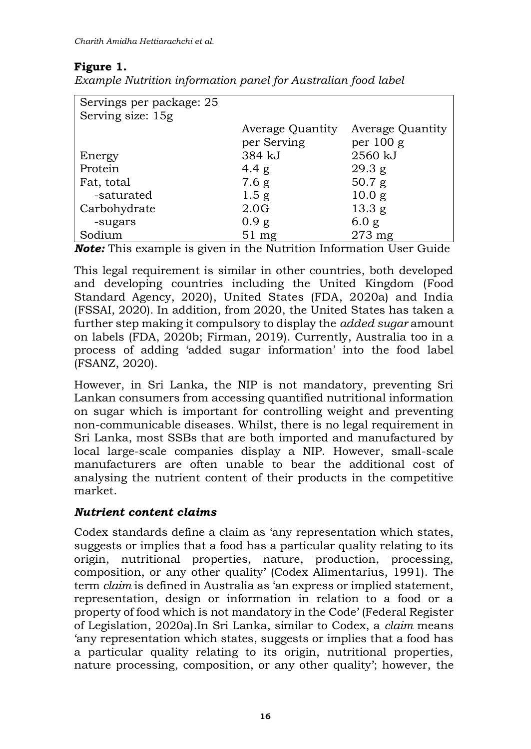**Figure 1.**

*Example Nutrition information panel for Australian food label*

| Servings per package: 25<br>Serving size: 15g | | |
|---|---|---|
| | Average Quantity per Serving | Average Quantity per 100 g |
| Energy | 384 kJ | 2560 kJ |
| Protein | 4.4 g | 29.3 g |
| Fat, total | 7.6 g | 50.7 g |
| -saturated | 1.5 g | 10.0 g |
| Carbohydrate | 2.0G | 13.3 g |
| -sugars | 0.9 g | 6.0 g |
| Sodium | 51 mg | 273 mg |

***Note:*** This example is given in the Nutrition Information User Guide

This legal requirement is similar in other countries, both developed and developing countries including the United Kingdom (Food Standard Agency, 2020), United States (FDA, 2020a) and India (FSSAI, 2020). In addition, from 2020, the United States has taken a further step making it compulsory to display the *added sugar* amount on labels (FDA, 2020b; Firman, 2019). Currently, Australia too in a process of adding 'added sugar information' into the food label (FSANZ, 2020).

However, in Sri Lanka, the NIP is not mandatory, preventing Sri Lankan consumers from accessing quantified nutritional information on sugar which is important for controlling weight and preventing non-communicable diseases. Whilst, there is no legal requirement in Sri Lanka, most SSBs that are both imported and manufactured by local large-scale companies display a NIP. However, small-scale manufacturers are often unable to bear the additional cost of analysing the nutrient content of their products in the competitive market.

### *Nutrient content claims*

Codex standards define a claim as 'any representation which states, suggests or implies that a food has a particular quality relating to its origin, nutritional properties, nature, production, processing, composition, or any other quality' (Codex Alimentarius, 1991). The term *claim* is defined in Australia as 'an express or implied statement, representation, design or information in relation to a food or a property of food which is not mandatory in the Code' (Federal Register of Legislation, 2020a).In Sri Lanka, similar to Codex, a *claim* means 'any representation which states, suggests or implies that a food has a particular quality relating to its origin, nutritional properties, nature processing, composition, or any other quality'; however, the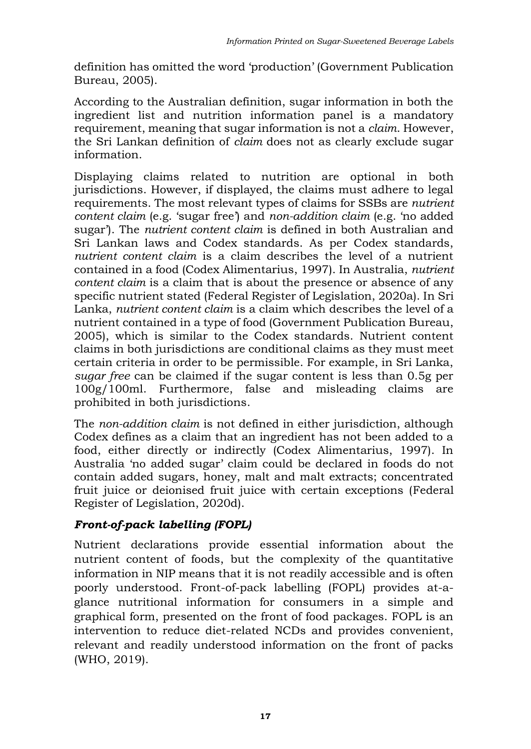definition has omitted the word 'production' (Government Publication Bureau, 2005).

According to the Australian definition, sugar information in both the ingredient list and nutrition information panel is a mandatory requirement, meaning that sugar information is not a *claim*. However, the Sri Lankan definition of *claim* does not as clearly exclude sugar information.

Displaying claims related to nutrition are optional in both jurisdictions. However, if displayed, the claims must adhere to legal requirements. The most relevant types of claims for SSBs are *nutrient content claim* (e.g. 'sugar free') and *non-addition claim* (e.g. 'no added sugar'). The *nutrient content claim* is defined in both Australian and Sri Lankan laws and Codex standards. As per Codex standards, *nutrient content claim* is a claim describes the level of a nutrient contained in a food (Codex Alimentarius, 1997). In Australia, *nutrient content claim* is a claim that is about the presence or absence of any specific nutrient stated (Federal Register of Legislation, 2020a). In Sri Lanka, *nutrient content claim* is a claim which describes the level of a nutrient contained in a type of food (Government Publication Bureau, 2005), which is similar to the Codex standards. Nutrient content claims in both jurisdictions are conditional claims as they must meet certain criteria in order to be permissible. For example, in Sri Lanka, *sugar free* can be claimed if the sugar content is less than 0.5g per 100g/100ml. Furthermore, false and misleading claims are prohibited in both jurisdictions.

The *non-addition claim* is not defined in either jurisdiction, although Codex defines as a claim that an ingredient has not been added to a food, either directly or indirectly (Codex Alimentarius, 1997). In Australia 'no added sugar' claim could be declared in foods do not contain added sugars, honey, malt and malt extracts; concentrated fruit juice or deionised fruit juice with certain exceptions (Federal Register of Legislation, 2020d).

### *Front-of-pack labelling (FOPL)*

Nutrient declarations provide essential information about the nutrient content of foods, but the complexity of the quantitative information in NIP means that it is not readily accessible and is often poorly understood. Front-of-pack labelling (FOPL) provides at-a-glance nutritional information for consumers in a simple and graphical form, presented on the front of food packages. FOPL is an intervention to reduce diet-related NCDs and provides convenient, relevant and readily understood information on the front of packs (WHO, 2019).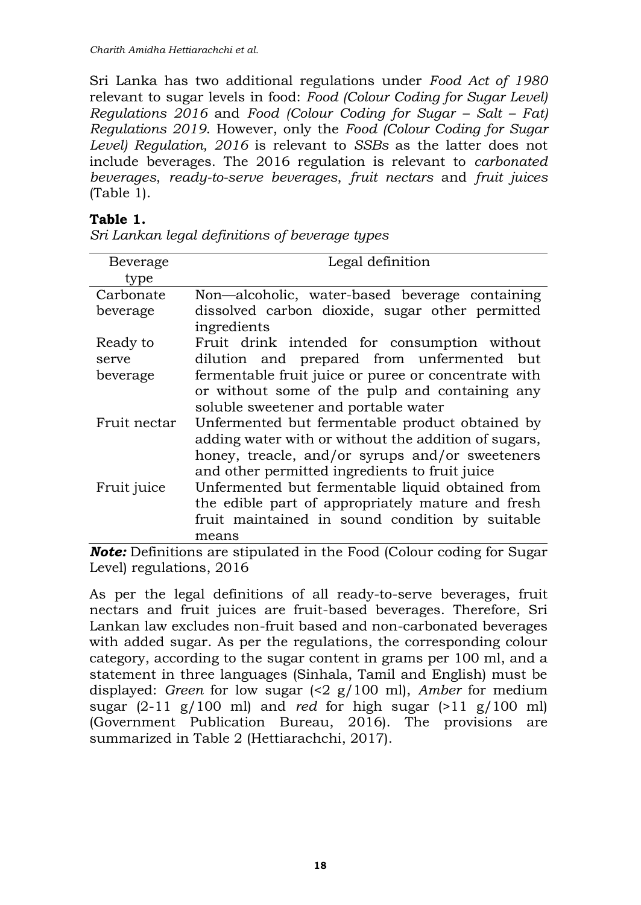Sri Lanka has two additional regulations under *Food Act of 1980* relevant to sugar levels in food: *Food (Colour Coding for Sugar Level) Regulations 2016* and *Food (Colour Coding for Sugar – Salt – Fat) Regulations 2019*. However, only the *Food (Colour Coding for Sugar Level) Regulation, 2016* is relevant to *SSBs* as the latter does not include beverages. The 2016 regulation is relevant to *carbonated beverages*, *ready-to-serve beverages*, *fruit nectars* and *fruit juices* (Table 1).

**Table 1.**

*Sri Lankan legal definitions of beverage types*

| Beverage type | Legal definition |
|---|---|
| Carbonate beverage | Non—alcoholic, water-based beverage containing dissolved carbon dioxide, sugar other permitted ingredients |
| Ready to serve beverage | Fruit drink intended for consumption without dilution and prepared from unfermented but fermentable fruit juice or puree or concentrate with or without some of the pulp and containing any soluble sweetener and portable water |
| Fruit nectar | Unfermented but fermentable product obtained by adding water with or without the addition of sugars, honey, treacle, and/or syrups and/or sweeteners and other permitted ingredients to fruit juice |
| Fruit juice | Unfermented but fermentable liquid obtained from the edible part of appropriately mature and fresh fruit maintained in sound condition by suitable means |

***Note:*** Definitions are stipulated in the Food (Colour coding for Sugar Level) regulations, 2016

As per the legal definitions of all ready-to-serve beverages, fruit nectars and fruit juices are fruit-based beverages. Therefore, Sri Lankan law excludes non-fruit based and non-carbonated beverages with added sugar. As per the regulations, the corresponding colour category, according to the sugar content in grams per 100 ml, and a statement in three languages (Sinhala, Tamil and English) must be displayed: *Green* for low sugar (<2 g/100 ml), *Amber* for medium sugar (2-11 g/100 ml) and *red* for high sugar (>11 g/100 ml) (Government Publication Bureau, 2016). The provisions are summarized in Table 2 (Hettiarachchi, 2017).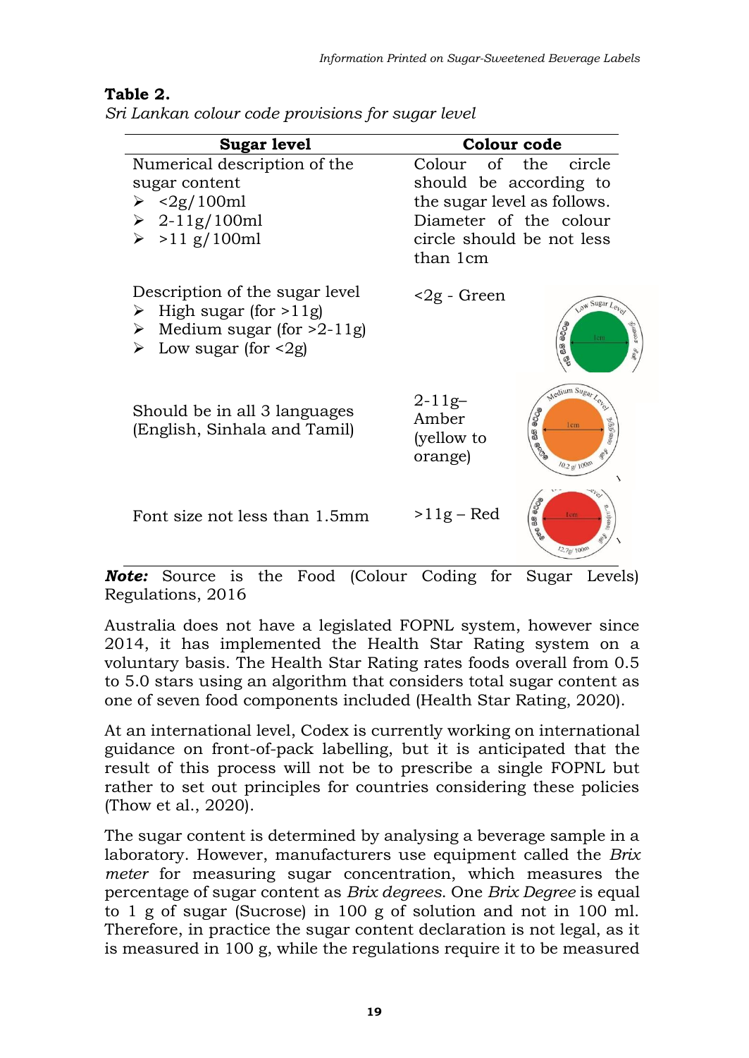**Table 2.**
*Sri Lankan colour code provisions for sugar level*

| Sugar level | Colour code |
|---|---|
| Numerical description of the sugar content<br>➢ <2g/100ml<br>➢ 2-11g/100ml<br>➢ >11 g/100ml | Colour of the circle should be according to the sugar level as follows. Diameter of the colour circle should be not less than 1cm |
| Description of the sugar level<br>➢ High sugar (for >11g)<br>➢ Medium sugar (for >2-11g)<br>➢ Low sugar (for <2g) | <2g - Green |
| Should be in all 3 languages (English, Sinhala and Tamil) | 2-11g– Amber (yellow to orange) |
| Font size not less than 1.5mm | >11g – Red |

***Note:*** Source is the Food (Colour Coding for Sugar Levels) Regulations, 2016

Australia does not have a legislated FOPNL system, however since 2014, it has implemented the Health Star Rating system on a voluntary basis. The Health Star Rating rates foods overall from 0.5 to 5.0 stars using an algorithm that considers total sugar content as one of seven food components included (Health Star Rating, 2020).

At an international level, Codex is currently working on international guidance on front-of-pack labelling, but it is anticipated that the result of this process will not be to prescribe a single FOPNL but rather to set out principles for countries considering these policies (Thow et al., 2020).

The sugar content is determined by analysing a beverage sample in a laboratory. However, manufacturers use equipment called the *Brix meter* for measuring sugar concentration, which measures the percentage of sugar content as *Brix degrees*. One *Brix Degree* is equal to 1 g of sugar (Sucrose) in 100 g of solution and not in 100 ml. Therefore, in practice the sugar content declaration is not legal, as it is measured in 100 g, while the regulations require it to be measured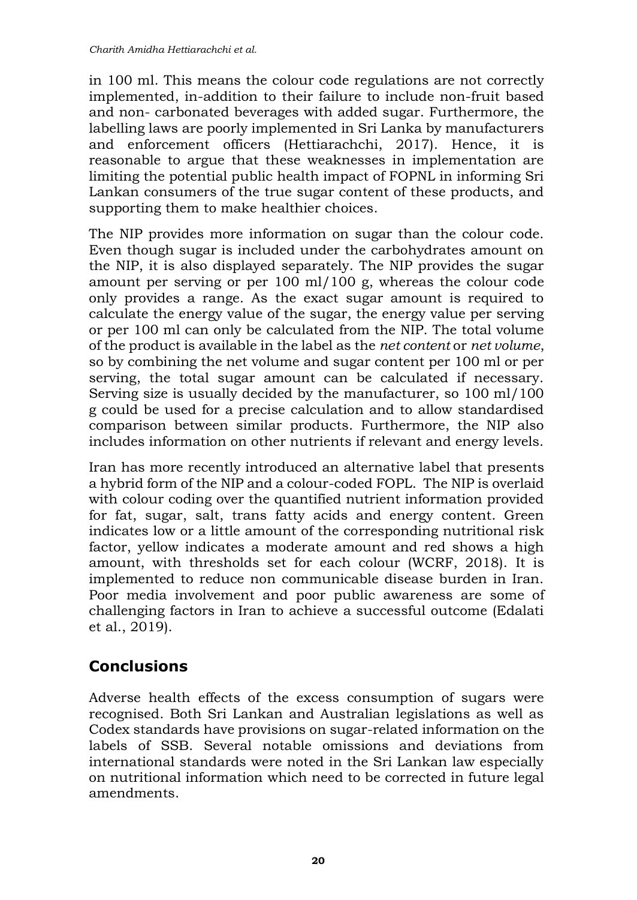in 100 ml. This means the colour code regulations are not correctly implemented, in-addition to their failure to include non-fruit based and non- carbonated beverages with added sugar. Furthermore, the labelling laws are poorly implemented in Sri Lanka by manufacturers and enforcement officers (Hettiarachchi, 2017). Hence, it is reasonable to argue that these weaknesses in implementation are limiting the potential public health impact of FOPNL in informing Sri Lankan consumers of the true sugar content of these products, and supporting them to make healthier choices.

The NIP provides more information on sugar than the colour code. Even though sugar is included under the carbohydrates amount on the NIP, it is also displayed separately. The NIP provides the sugar amount per serving or per 100 ml/100 g, whereas the colour code only provides a range. As the exact sugar amount is required to calculate the energy value of the sugar, the energy value per serving or per 100 ml can only be calculated from the NIP. The total volume of the product is available in the label as the *net content* or *net volume*, so by combining the net volume and sugar content per 100 ml or per serving, the total sugar amount can be calculated if necessary. Serving size is usually decided by the manufacturer, so 100 ml/100 g could be used for a precise calculation and to allow standardised comparison between similar products. Furthermore, the NIP also includes information on other nutrients if relevant and energy levels.

Iran has more recently introduced an alternative label that presents a hybrid form of the NIP and a colour-coded FOPL. The NIP is overlaid with colour coding over the quantified nutrient information provided for fat, sugar, salt, trans fatty acids and energy content. Green indicates low or a little amount of the corresponding nutritional risk factor, yellow indicates a moderate amount and red shows a high amount, with thresholds set for each colour (WCRF, 2018). It is implemented to reduce non communicable disease burden in Iran. Poor media involvement and poor public awareness are some of challenging factors in Iran to achieve a successful outcome (Edalati et al., 2019).

## Conclusions

Adverse health effects of the excess consumption of sugars were recognised. Both Sri Lankan and Australian legislations as well as Codex standards have provisions on sugar-related information on the labels of SSB. Several notable omissions and deviations from international standards were noted in the Sri Lankan law especially on nutritional information which need to be corrected in future legal amendments.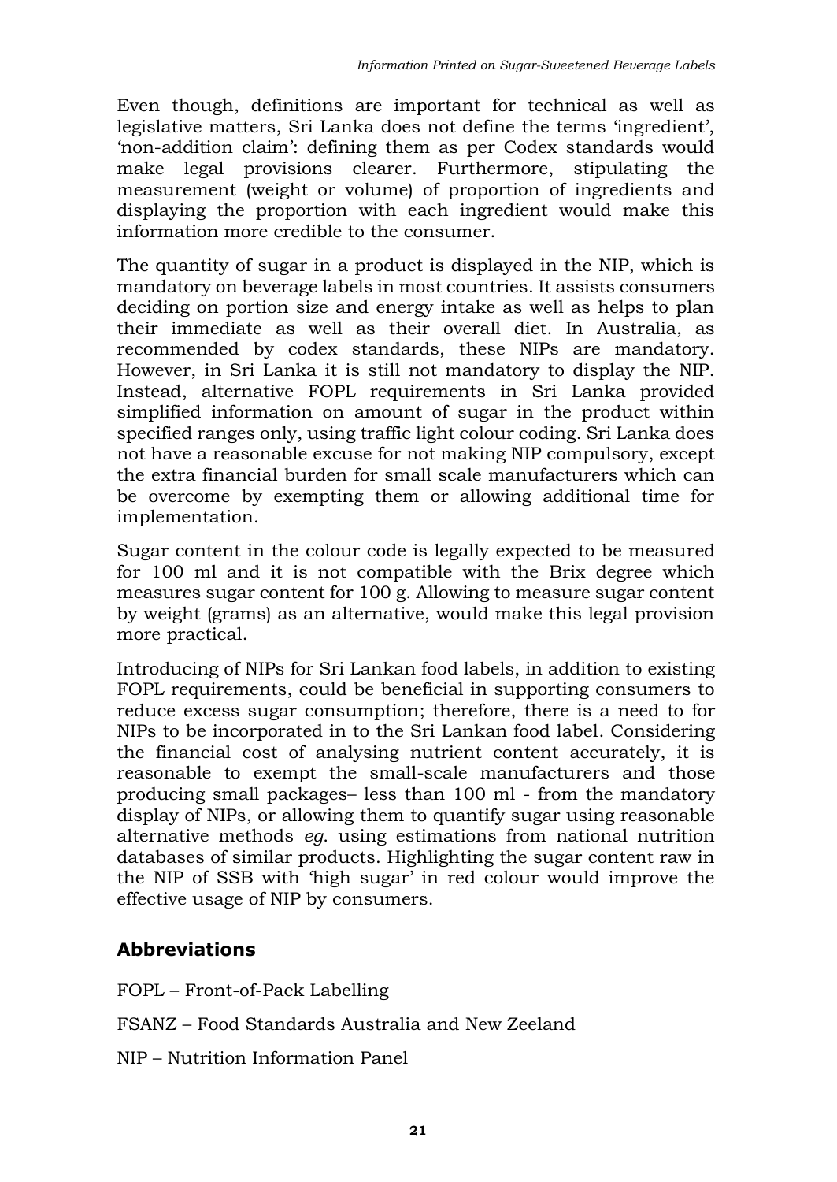Even though, definitions are important for technical as well as legislative matters, Sri Lanka does not define the terms 'ingredient', 'non-addition claim': defining them as per Codex standards would make legal provisions clearer. Furthermore, stipulating the measurement (weight or volume) of proportion of ingredients and displaying the proportion with each ingredient would make this information more credible to the consumer.

The quantity of sugar in a product is displayed in the NIP, which is mandatory on beverage labels in most countries. It assists consumers deciding on portion size and energy intake as well as helps to plan their immediate as well as their overall diet. In Australia, as recommended by codex standards, these NIPs are mandatory. However, in Sri Lanka it is still not mandatory to display the NIP. Instead, alternative FOPL requirements in Sri Lanka provided simplified information on amount of sugar in the product within specified ranges only, using traffic light colour coding. Sri Lanka does not have a reasonable excuse for not making NIP compulsory, except the extra financial burden for small scale manufacturers which can be overcome by exempting them or allowing additional time for implementation.

Sugar content in the colour code is legally expected to be measured for 100 ml and it is not compatible with the Brix degree which measures sugar content for 100 g. Allowing to measure sugar content by weight (grams) as an alternative, would make this legal provision more practical.

Introducing of NIPs for Sri Lankan food labels, in addition to existing FOPL requirements, could be beneficial in supporting consumers to reduce excess sugar consumption; therefore, there is a need to for NIPs to be incorporated in to the Sri Lankan food label. Considering the financial cost of analysing nutrient content accurately, it is reasonable to exempt the small-scale manufacturers and those producing small packages– less than 100 ml - from the mandatory display of NIPs, or allowing them to quantify sugar using reasonable alternative methods *eg.* using estimations from national nutrition databases of similar products. Highlighting the sugar content raw in the NIP of SSB with 'high sugar' in red colour would improve the effective usage of NIP by consumers.

## Abbreviations

FOPL – Front-of-Pack Labelling

FSANZ – Food Standards Australia and New Zeeland

NIP – Nutrition Information Panel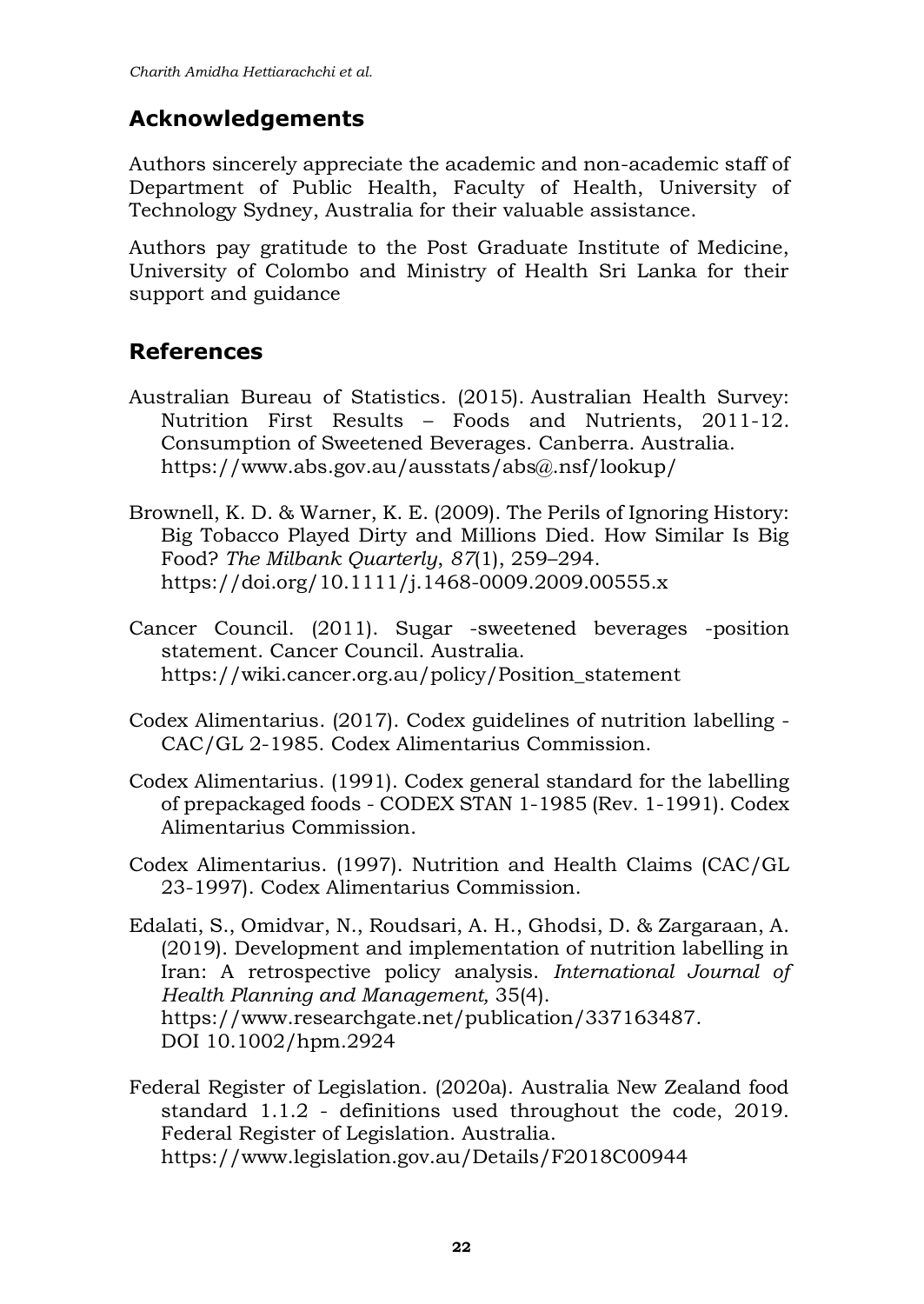## Acknowledgements

Authors sincerely appreciate the academic and non-academic staff of Department of Public Health, Faculty of Health, University of Technology Sydney, Australia for their valuable assistance.

Authors pay gratitude to the Post Graduate Institute of Medicine, University of Colombo and Ministry of Health Sri Lanka for their support and guidance

## References

Australian Bureau of Statistics. (2015). Australian Health Survey: Nutrition First Results – Foods and Nutrients, 2011-12. Consumption of Sweetened Beverages. Canberra. Australia. https://www.abs.gov.au/ausstats/abs@.nsf/lookup/

Brownell, K. D. & Warner, K. E. (2009). The Perils of Ignoring History: Big Tobacco Played Dirty and Millions Died. How Similar Is Big Food? *The Milbank Quarterly*, *87*(1), 259–294. https://doi.org/10.1111/j.1468-0009.2009.00555.x

Cancer Council. (2011). Sugar -sweetened beverages -position statement. Cancer Council. Australia. https://wiki.cancer.org.au/policy/Position_statement

Codex Alimentarius. (2017). Codex guidelines of nutrition labelling - CAC/GL 2-1985. Codex Alimentarius Commission.

Codex Alimentarius. (1991). Codex general standard for the labelling of prepackaged foods - CODEX STAN 1-1985 (Rev. 1-1991). Codex Alimentarius Commission.

Codex Alimentarius. (1997). Nutrition and Health Claims (CAC/GL 23-1997). Codex Alimentarius Commission.

Edalati, S., Omidvar, N., Roudsari, A. H., Ghodsi, D. & Zargaraan, A. (2019). Development and implementation of nutrition labelling in Iran: A retrospective policy analysis. *International Journal of Health Planning and Management,* 35(4). https://www.researchgate.net/publication/337163487. DOI 10.1002/hpm.2924

Federal Register of Legislation. (2020a). Australia New Zealand food standard 1.1.2 - definitions used throughout the code, 2019. Federal Register of Legislation. Australia. https://www.legislation.gov.au/Details/F2018C00944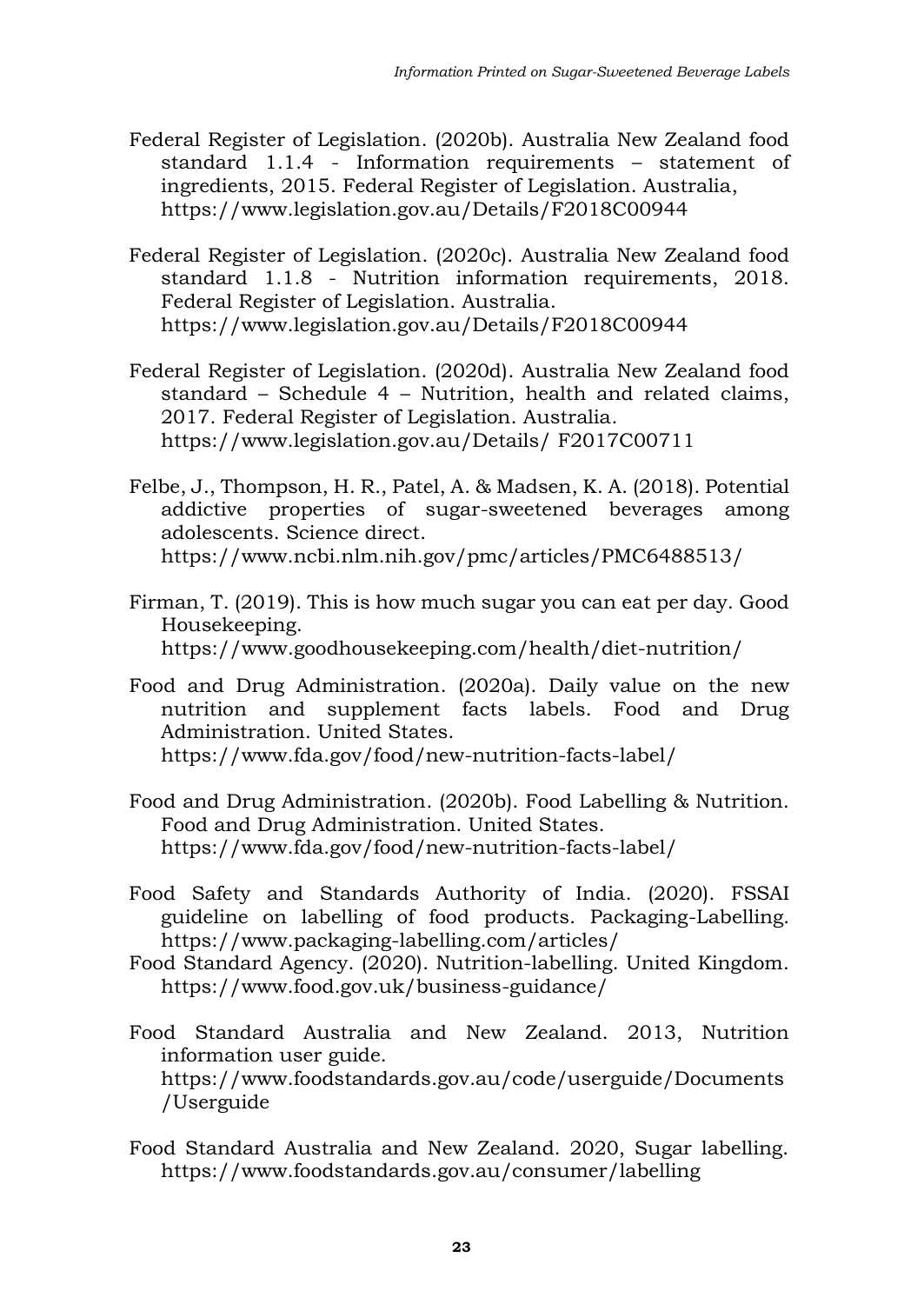Federal Register of Legislation. (2020b). Australia New Zealand food standard 1.1.4 - Information requirements – statement of ingredients, 2015. Federal Register of Legislation. Australia, https://www.legislation.gov.au/Details/F2018C00944

Federal Register of Legislation. (2020c). Australia New Zealand food standard 1.1.8 - Nutrition information requirements, 2018. Federal Register of Legislation. Australia. https://www.legislation.gov.au/Details/F2018C00944

Federal Register of Legislation. (2020d). Australia New Zealand food standard – Schedule 4 – Nutrition, health and related claims, 2017. Federal Register of Legislation. Australia. https://www.legislation.gov.au/Details/ F2017C00711

Felbe, J., Thompson, H. R., Patel, A. & Madsen, K. A. (2018). Potential addictive properties of sugar-sweetened beverages among adolescents. Science direct. https://www.ncbi.nlm.nih.gov/pmc/articles/PMC6488513/

Firman, T. (2019). This is how much sugar you can eat per day. Good Housekeeping. https://www.goodhousekeeping.com/health/diet-nutrition/

Food and Drug Administration. (2020a). Daily value on the new nutrition and supplement facts labels. Food and Drug Administration. United States. https://www.fda.gov/food/new-nutrition-facts-label/

Food and Drug Administration. (2020b). Food Labelling & Nutrition. Food and Drug Administration. United States. https://www.fda.gov/food/new-nutrition-facts-label/

Food Safety and Standards Authority of India. (2020). FSSAI guideline on labelling of food products. Packaging-Labelling. https://www.packaging-labelling.com/articles/

Food Standard Agency. (2020). Nutrition-labelling. United Kingdom. https://www.food.gov.uk/business-guidance/

Food Standard Australia and New Zealand. 2013, Nutrition information user guide. https://www.foodstandards.gov.au/code/userguide/Documents/Userguide

Food Standard Australia and New Zealand. 2020, Sugar labelling. https://www.foodstandards.gov.au/consumer/labelling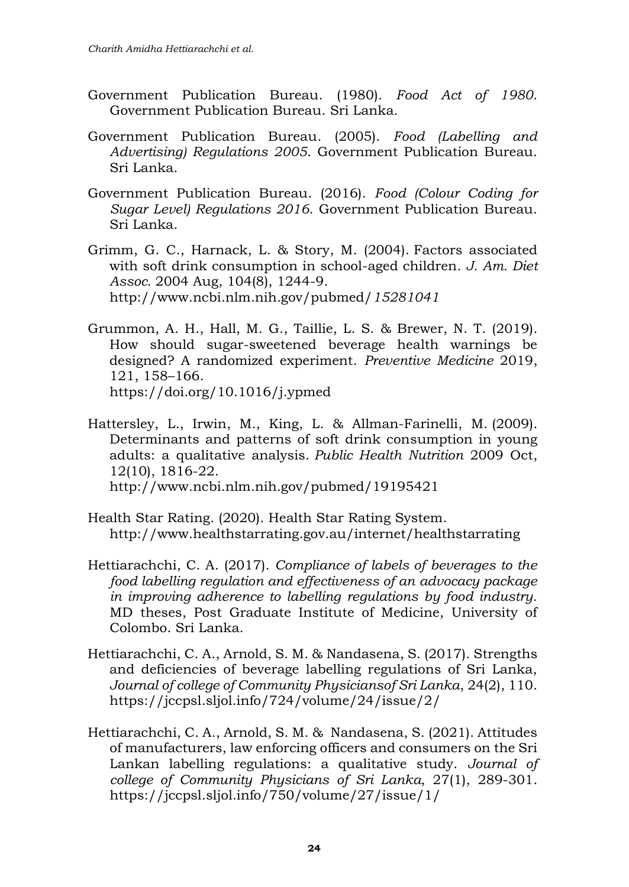Government Publication Bureau. (1980). *Food Act of 1980*. Government Publication Bureau. Sri Lanka.

Government Publication Bureau. (2005). *Food (Labelling and Advertising) Regulations 2005*. Government Publication Bureau. Sri Lanka.

Government Publication Bureau. (2016). *Food (Colour Coding for Sugar Level) Regulations 2016*. Government Publication Bureau. Sri Lanka.

Grimm, G. C., Harnack, L. & Story, M. (2004). Factors associated with soft drink consumption in school-aged children. *J. Am. Diet Assoc.* 2004 Aug, 104(8), 1244-9. http://www.ncbi.nlm.nih.gov/pubmed/*15281041*

Grummon, A. H., Hall, M. G., Taillie, L. S. & Brewer, N. T. (2019). How should sugar-sweetened beverage health warnings be designed? A randomized experiment. *Preventive Medicine* 2019, 121, 158–166. https://doi.org/10.1016/j.ypmed

Hattersley, L., Irwin, M., King, L. & Allman-Farinelli, M. (2009). Determinants and patterns of soft drink consumption in young adults: a qualitative analysis. *Public Health Nutrition* 2009 Oct, 12(10), 1816-22. http://www.ncbi.nlm.nih.gov/pubmed/19195421

Health Star Rating. (2020). Health Star Rating System. http://www.healthstarrating.gov.au/internet/healthstarrating

Hettiarachchi, C. A. (2017). *Compliance of labels of beverages to the food labelling regulation and effectiveness of an advocacy package in improving adherence to labelling regulations by food industry.* MD theses, Post Graduate Institute of Medicine, University of Colombo. Sri Lanka.

Hettiarachchi, C. A., Arnold, S. M. & Nandasena, S. (2017). Strengths and deficiencies of beverage labelling regulations of Sri Lanka, *Journal of college of Community Physiciansof Sri Lanka*, 24(2), 110. https://jccpsl.sljol.info/724/volume/24/issue/2/

Hettiarachchi, C. A., Arnold, S. M. & Nandasena, S. (2021). Attitudes of manufacturers, law enforcing officers and consumers on the Sri Lankan labelling regulations: a qualitative study. *Journal of college of Community Physicians of Sri Lanka*, 27(1), 289-301. https://jccpsl.sljol.info/750/volume/27/issue/1/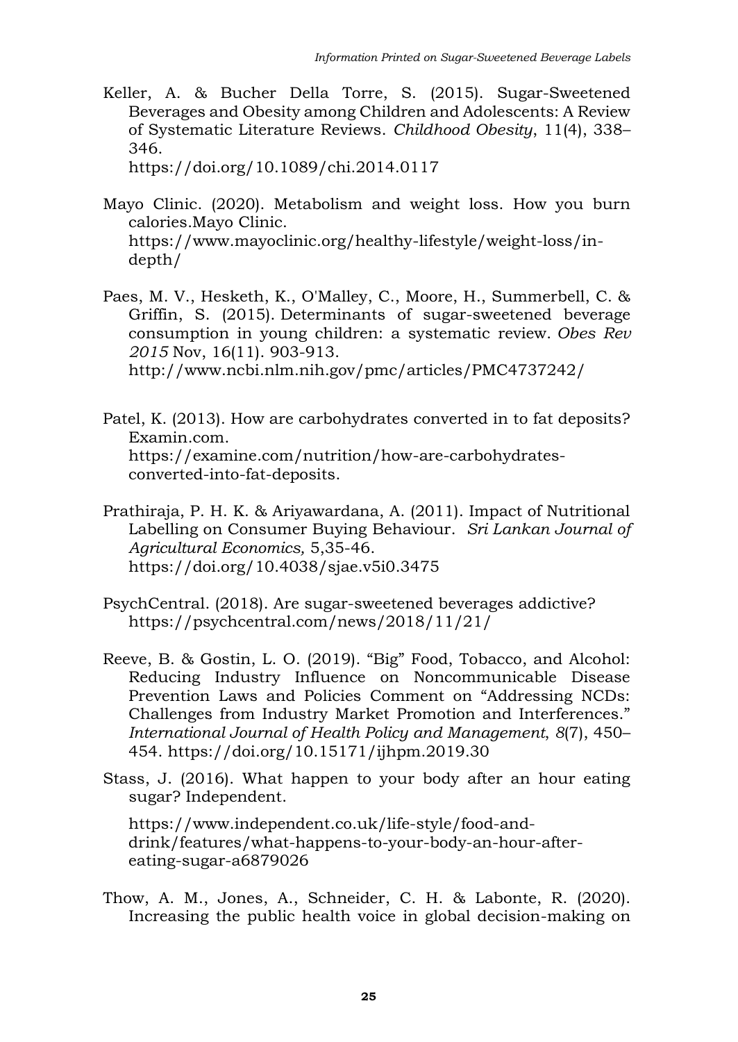Keller, A. & Bucher Della Torre, S. (2015). Sugar-Sweetened Beverages and Obesity among Children and Adolescents: A Review of Systematic Literature Reviews. *Childhood Obesity*, 11(4), 338–346. https://doi.org/10.1089/chi.2014.0117

Mayo Clinic. (2020). Metabolism and weight loss. How you burn calories.Mayo Clinic. https://www.mayoclinic.org/healthy-lifestyle/weight-loss/in-depth/

Paes, M. V., Hesketh, K., O'Malley, C., Moore, H., Summerbell, C. & Griffin, S. (2015). Determinants of sugar-sweetened beverage consumption in young children: a systematic review. *Obes Rev 2015* Nov, 16(11). 903-913. http://www.ncbi.nlm.nih.gov/pmc/articles/PMC4737242/

Patel, K. (2013). How are carbohydrates converted in to fat deposits? Examin.com. https://examine.com/nutrition/how-are-carbohydrates-converted-into-fat-deposits.

Prathiraja, P. H. K. & Ariyawardana, A. (2011). Impact of Nutritional Labelling on Consumer Buying Behaviour. *Sri Lankan Journal of Agricultural Economics,* 5,35-46. https://doi.org/10.4038/sjae.v5i0.3475

PsychCentral. (2018). Are sugar-sweetened beverages addictive? https://psychcentral.com/news/2018/11/21/

Reeve, B. & Gostin, L. O. (2019). "Big" Food, Tobacco, and Alcohol: Reducing Industry Influence on Noncommunicable Disease Prevention Laws and Policies Comment on "Addressing NCDs: Challenges from Industry Market Promotion and Interferences." *International Journal of Health Policy and Management*, *8*(7), 450–454. https://doi.org/10.15171/ijhpm.2019.30

Stass, J. (2016). What happen to your body after an hour eating sugar? Independent.

https://www.independent.co.uk/life-style/food-and-drink/features/what-happens-to-your-body-an-hour-after-eating-sugar-a6879026

Thow, A. M., Jones, A., Schneider, C. H. & Labonte, R. (2020). Increasing the public health voice in global decision-making on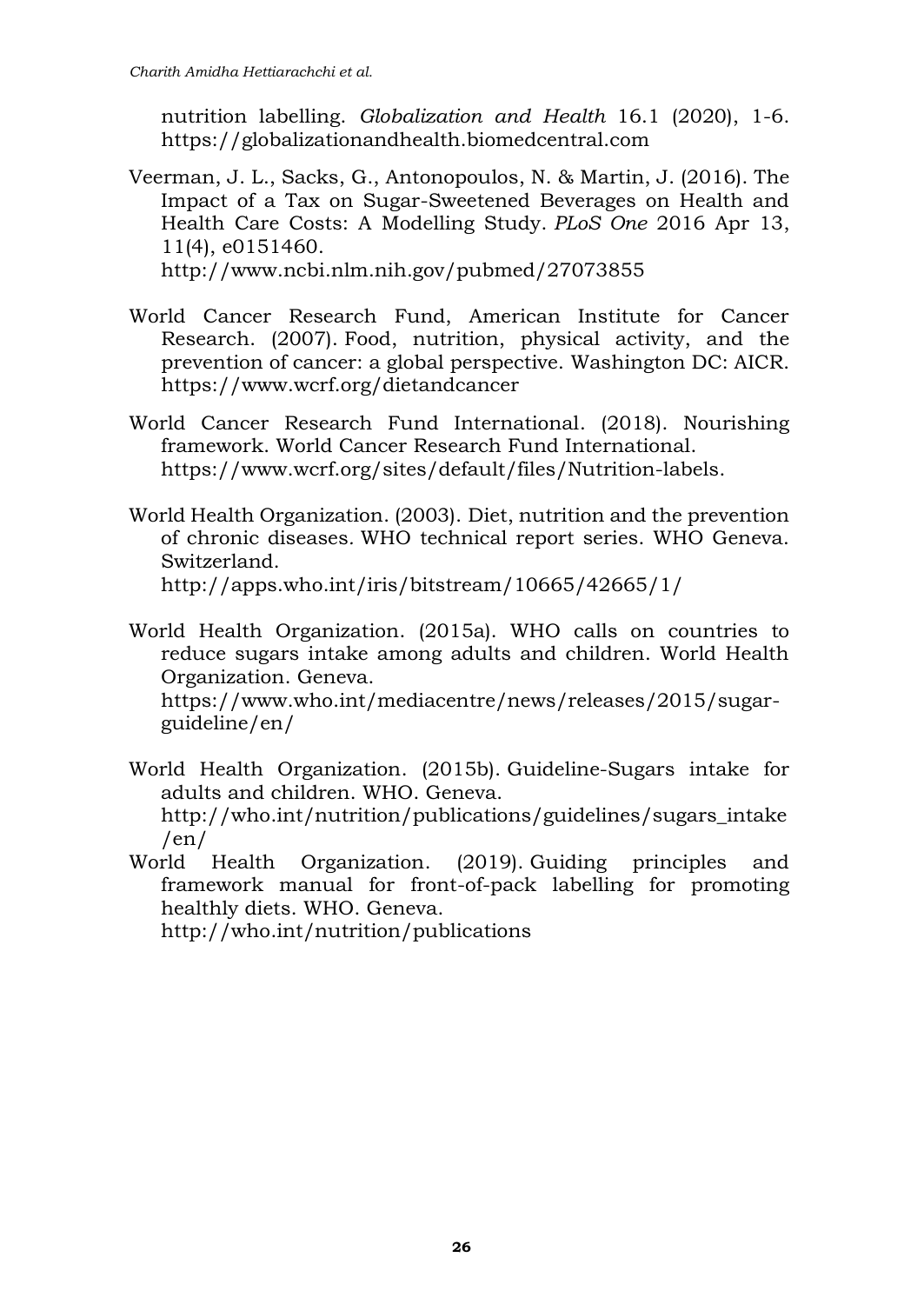nutrition labelling. *Globalization and Health* 16.1 (2020), 1-6. https://globalizationandhealth.biomedcentral.com

Veerman, J. L., Sacks, G., Antonopoulos, N. & Martin, J. (2016). The Impact of a Tax on Sugar-Sweetened Beverages on Health and Health Care Costs: A Modelling Study. *PLoS One* 2016 Apr 13, 11(4), e0151460. http://www.ncbi.nlm.nih.gov/pubmed/27073855

World Cancer Research Fund, American Institute for Cancer Research. (2007). Food, nutrition, physical activity, and the prevention of cancer: a global perspective. Washington DC: AICR. https://www.wcrf.org/dietandcancer

World Cancer Research Fund International. (2018). Nourishing framework. World Cancer Research Fund International. https://www.wcrf.org/sites/default/files/Nutrition-labels.

World Health Organization. (2003). Diet, nutrition and the prevention of chronic diseases. WHO technical report series. WHO Geneva. Switzerland. http://apps.who.int/iris/bitstream/10665/42665/1/

World Health Organization. (2015a). WHO calls on countries to reduce sugars intake among adults and children. World Health Organization. Geneva. https://www.who.int/mediacentre/news/releases/2015/sugar-guideline/en/

World Health Organization. (2015b). Guideline-Sugars intake for adults and children. WHO. Geneva. http://who.int/nutrition/publications/guidelines/sugars_intake/en/

World Health Organization. (2019). Guiding principles and framework manual for front-of-pack labelling for promoting healthly diets. WHO. Geneva. http://who.int/nutrition/publications